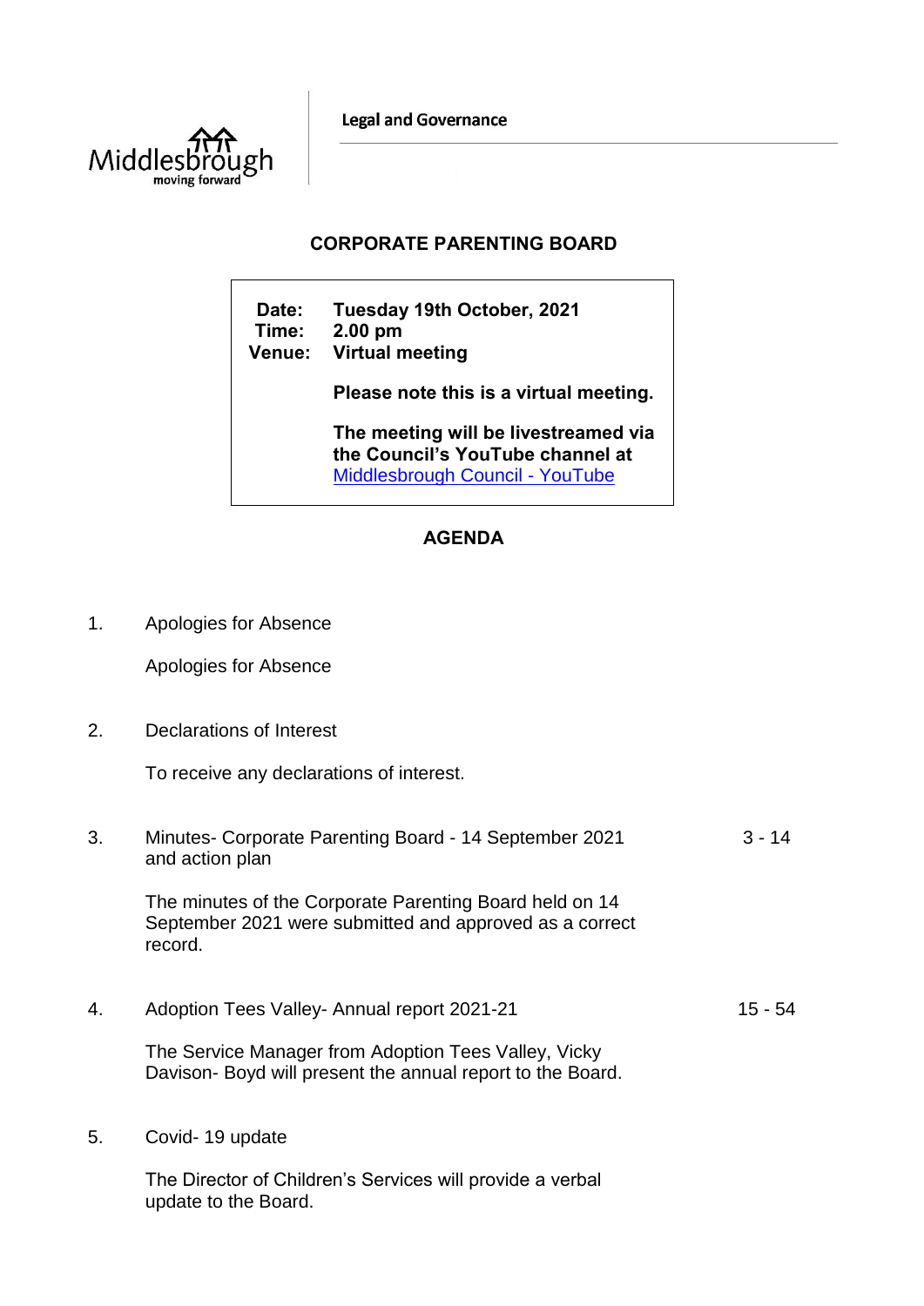Middlesbrough
moving forward

**Legal and Governance**

## CORPORATE PARENTING BOARD

**Date:** Tuesday 19th October, 2021
**Time:** 2.00 pm
**Venue:** Virtual meeting

**Please note this is a virtual meeting.**

**The meeting will be livestreamed via the Council's YouTube channel at** [Middlesbrough Council - YouTube]()

## AGENDA

1. Apologies for Absence

   Apologies for Absence

2. Declarations of Interest

   To receive any declarations of interest.

3. Minutes- Corporate Parenting Board - 14 September 2021 and action plan — 3 - 14

   The minutes of the Corporate Parenting Board held on 14 September 2021 were submitted and approved as a correct record.

4. Adoption Tees Valley- Annual report 2021-21 — 15 - 54

   The Service Manager from Adoption Tees Valley, Vicky Davison- Boyd will present the annual report to the Board.

5. Covid- 19 update

   The Director of Children's Services will provide a verbal update to the Board.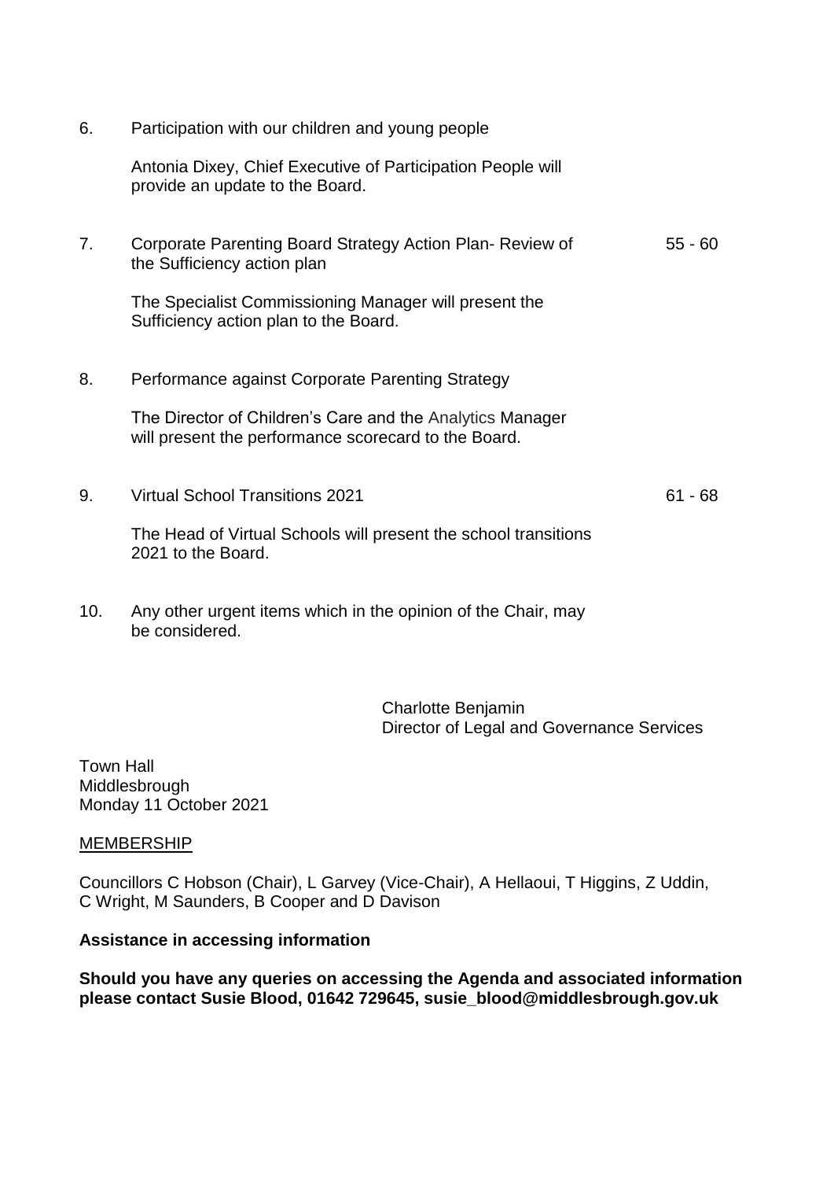6. Participation with our children and young people

   Antonia Dixey, Chief Executive of Participation People will provide an update to the Board.

7. Corporate Parenting Board Strategy Action Plan- Review of the Sufficiency action plan — 55 - 60

   The Specialist Commissioning Manager will present the Sufficiency action plan to the Board.

8. Performance against Corporate Parenting Strategy

   The Director of Children's Care and the Analytics Manager will present the performance scorecard to the Board.

9. Virtual School Transitions 2021 — 61 - 68

   The Head of Virtual Schools will present the school transitions 2021 to the Board.

10. Any other urgent items which in the opinion of the Chair, may be considered.

Charlotte Benjamin
Director of Legal and Governance Services

Town Hall
Middlesbrough
Monday 11 October 2021

MEMBERSHIP

Councillors C Hobson (Chair), L Garvey (Vice-Chair), A Hellaoui, T Higgins, Z Uddin, C Wright, M Saunders, B Cooper and D Davison

**Assistance in accessing information**

**Should you have any queries on accessing the Agenda and associated information please contact Susie Blood, 01642 729645, susie_blood@middlesbrough.gov.uk**